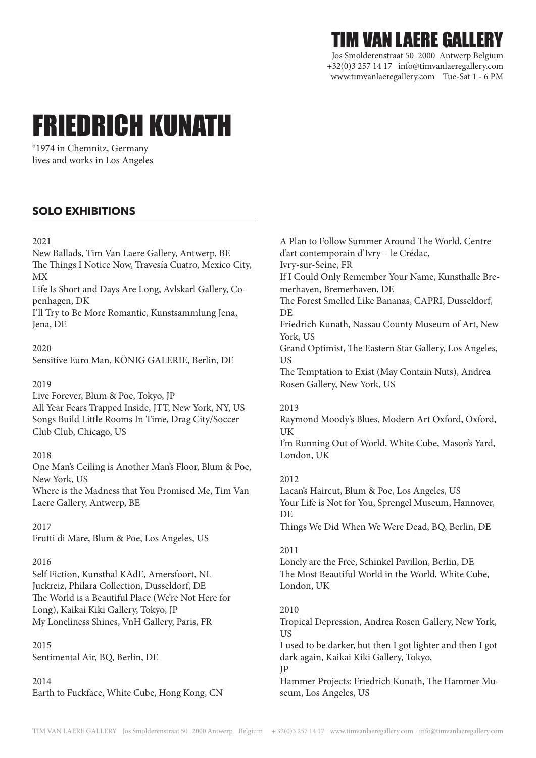# TIM VAN LAERE GALLERY

Jos Smolderenstraat 50 2000 Antwerp Belgium
+32(0)3 257 14 17 info@timvanlaeregallery.com
www.timvanlaeregallery.com Tue-Sat 1 - 6 PM

# FRIEDRICH KUNATH

°1974 in Chemnitz, Germany
lives and works in Los Angeles

## SOLO EXHIBITIONS

2021
New Ballads, Tim Van Laere Gallery, Antwerp, BE
The Things I Notice Now, Travesía Cuatro, Mexico City, MX
Life Is Short and Days Are Long, Avlskarl Gallery, Copenhagen, DK
I'll Try to Be More Romantic, Kunstsammlung Jena, Jena, DE

2020
Sensitive Euro Man, KÖNIG GALERIE, Berlin, DE

2019
Live Forever, Blum & Poe, Tokyo, JP
All Year Fears Trapped Inside, JTT, New York, NY, US
Songs Build Little Rooms In Time, Drag City/Soccer Club Club, Chicago, US

2018
One Man's Ceiling is Another Man's Floor, Blum & Poe, New York, US
Where is the Madness that You Promised Me, Tim Van Laere Gallery, Antwerp, BE

2017
Frutti di Mare, Blum & Poe, Los Angeles, US

2016
Self Fiction, Kunsthal KAdE, Amersfoort, NL
Juckreiz, Philara Collection, Dusseldorf, DE
The World is a Beautiful Place (We're Not Here for Long), Kaikai Kiki Gallery, Tokyo, JP
My Loneliness Shines, VnH Gallery, Paris, FR

2015
Sentimental Air, BQ, Berlin, DE

2014
Earth to Fuckface, White Cube, Hong Kong, CN
A Plan to Follow Summer Around The World, Centre d'art contemporain d'Ivry – le Crédac, Ivry-sur-Seine, FR
If I Could Only Remember Your Name, Kunsthalle Bremerhaven, Bremerhaven, DE
The Forest Smelled Like Bananas, CAPRI, Dusseldorf, DE
Friedrich Kunath, Nassau County Museum of Art, New York, US
Grand Optimist, The Eastern Star Gallery, Los Angeles, US
The Temptation to Exist (May Contain Nuts), Andrea Rosen Gallery, New York, US

2013
Raymond Moody's Blues, Modern Art Oxford, Oxford, UK
I'm Running Out of World, White Cube, Mason's Yard, London, UK

2012
Lacan's Haircut, Blum & Poe, Los Angeles, US
Your Life is Not for You, Sprengel Museum, Hannover, DE
Things We Did When We Were Dead, BQ, Berlin, DE

2011
Lonely are the Free, Schinkel Pavillon, Berlin, DE
The Most Beautiful World in the World, White Cube, London, UK

2010
Tropical Depression, Andrea Rosen Gallery, New York, US
I used to be darker, but then I got lighter and then I got dark again, Kaikai Kiki Gallery, Tokyo, JP
Hammer Projects: Friedrich Kunath, The Hammer Museum, Los Angeles, US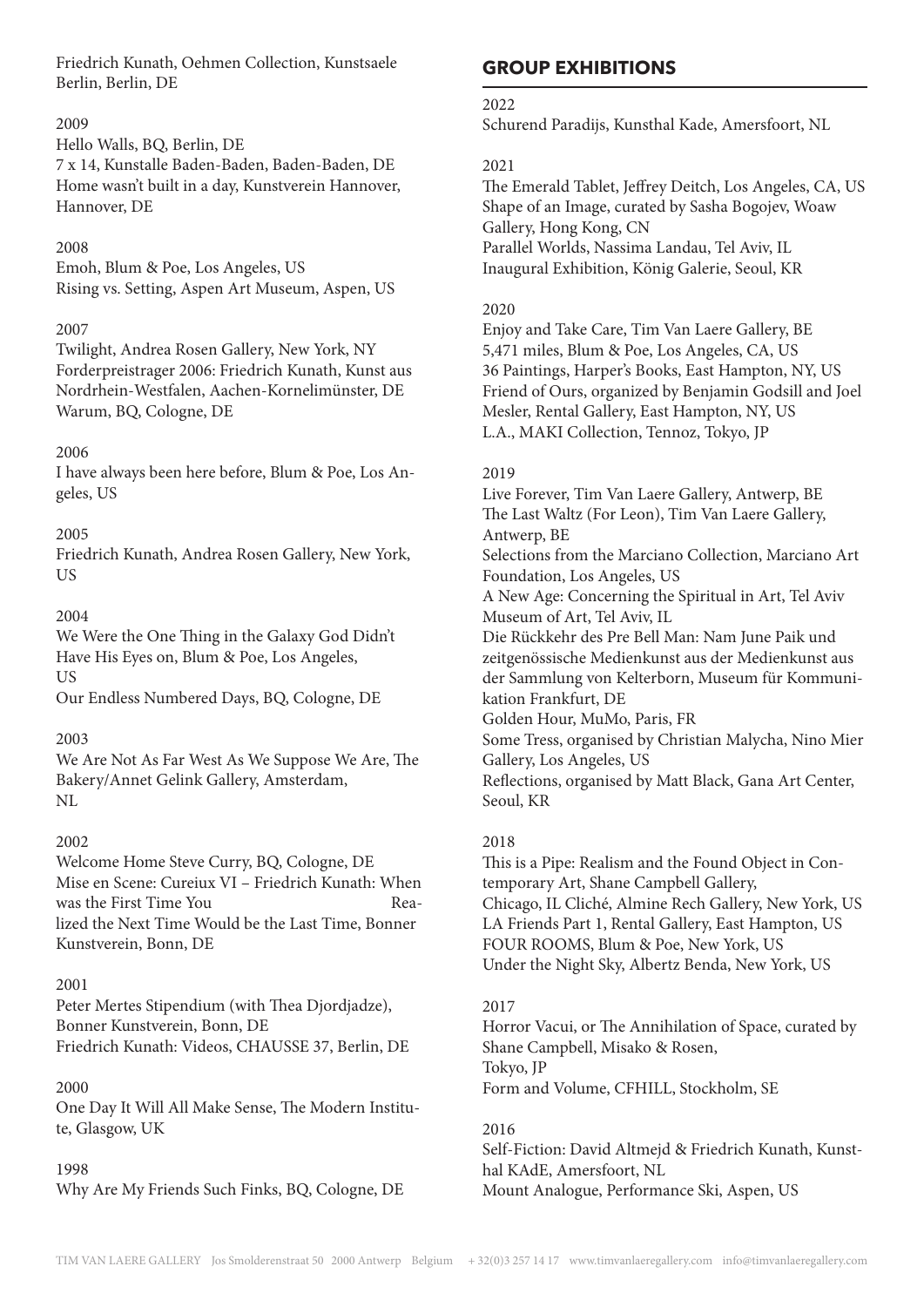Friedrich Kunath, Oehmen Collection, Kunstsaele Berlin, Berlin, DE

2009
Hello Walls, BQ, Berlin, DE
7 x 14, Kunstalle Baden-Baden, Baden-Baden, DE
Home wasn't built in a day, Kunstverein Hannover, Hannover, DE

2008
Emoh, Blum & Poe, Los Angeles, US
Rising vs. Setting, Aspen Art Museum, Aspen, US

2007
Twilight, Andrea Rosen Gallery, New York, NY
Forderpreistrager 2006: Friedrich Kunath, Kunst aus Nordrhein-Westfalen, Aachen-Kornelimünster, DE
Warum, BQ, Cologne, DE

2006
I have always been here before, Blum & Poe, Los Angeles, US

2005
Friedrich Kunath, Andrea Rosen Gallery, New York, US

2004
We Were the One Thing in the Galaxy God Didn't Have His Eyes on, Blum & Poe, Los Angeles, US
Our Endless Numbered Days, BQ, Cologne, DE

2003
We Are Not As Far West As We Suppose We Are, The Bakery/Annet Gelink Gallery, Amsterdam, NL

2002
Welcome Home Steve Curry, BQ, Cologne, DE
Mise en Scene: Cureiux VI – Friedrich Kunath: When was the First Time You Realized the Next Time Would be the Last Time, Bonner Kunstverein, Bonn, DE

2001
Peter Mertes Stipendium (with Thea Djordjadze), Bonner Kunstverein, Bonn, DE
Friedrich Kunath: Videos, CHAUSSE 37, Berlin, DE

2000
One Day It Will All Make Sense, The Modern Institute, Glasgow, UK

1998
Why Are My Friends Such Finks, BQ, Cologne, DE

## GROUP EXHIBITIONS

2022
Schurend Paradijs, Kunsthal Kade, Amersfoort, NL

2021
The Emerald Tablet, Jeffrey Deitch, Los Angeles, CA, US
Shape of an Image, curated by Sasha Bogojev, Woaw Gallery, Hong Kong, CN
Parallel Worlds, Nassima Landau, Tel Aviv, IL
Inaugural Exhibition, König Galerie, Seoul, KR

2020
Enjoy and Take Care, Tim Van Laere Gallery, BE
5,471 miles, Blum & Poe, Los Angeles, CA, US
36 Paintings, Harper's Books, East Hampton, NY, US
Friend of Ours, organized by Benjamin Godsill and Joel Mesler, Rental Gallery, East Hampton, NY, US
L.A., MAKI Collection, Tennoz, Tokyo, JP

2019
Live Forever, Tim Van Laere Gallery, Antwerp, BE
The Last Waltz (For Leon), Tim Van Laere Gallery, Antwerp, BE
Selections from the Marciano Collection, Marciano Art Foundation, Los Angeles, US
A New Age: Concerning the Spiritual in Art, Tel Aviv Museum of Art, Tel Aviv, IL
Die Rückkehr des Pre Bell Man: Nam June Paik und zeitgenössische Medienkunst aus der Medienkunst aus der Sammlung von Kelterborn, Museum für Kommunikation Frankfurt, DE
Golden Hour, MuMo, Paris, FR
Some Tress, organised by Christian Malycha, Nino Mier Gallery, Los Angeles, US
Reflections, organised by Matt Black, Gana Art Center, Seoul, KR

2018
This is a Pipe: Realism and the Found Object in Contemporary Art, Shane Campbell Gallery, Chicago, IL Cliché, Almine Rech Gallery, New York, US
LA Friends Part 1, Rental Gallery, East Hampton, US
FOUR ROOMS, Blum & Poe, New York, US
Under the Night Sky, Albertz Benda, New York, US

2017
Horror Vacui, or The Annihilation of Space, curated by Shane Campbell, Misako & Rosen, Tokyo, JP
Form and Volume, CFHILL, Stockholm, SE

2016
Self-Fiction: David Altmejd & Friedrich Kunath, Kunsthal KAdE, Amersfoort, NL
Mount Analogue, Performance Ski, Aspen, US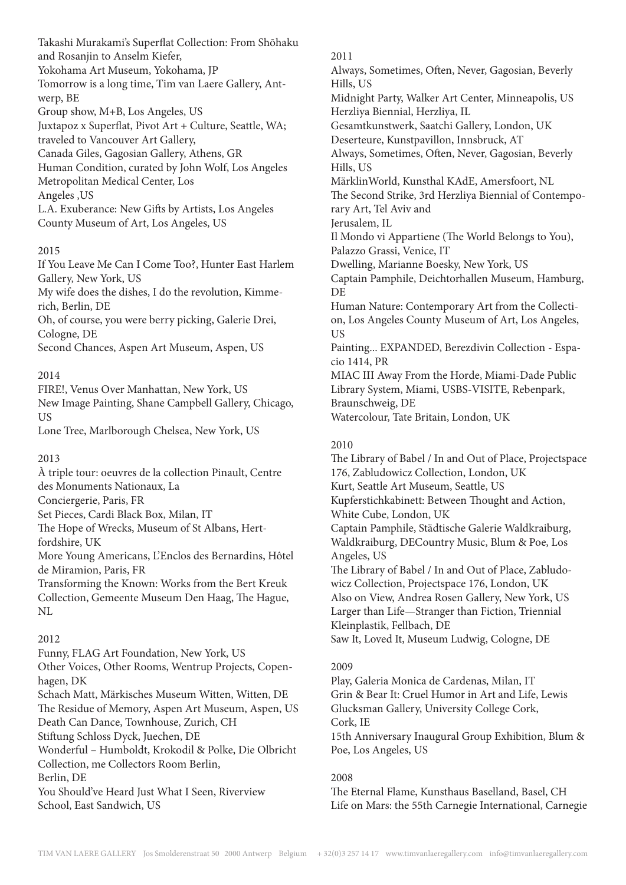Takashi Murakami's Superflat Collection: From Shōhaku and Rosanjin to Anselm Kiefer,
Yokohama Art Museum, Yokohama, JP
Tomorrow is a long time, Tim van Laere Gallery, Antwerp, BE
Group show, M+B, Los Angeles, US
Juxtapoz x Superflat, Pivot Art + Culture, Seattle, WA; traveled to Vancouver Art Gallery,
Canada Giles, Gagosian Gallery, Athens, GR
Human Condition, curated by John Wolf, Los Angeles Metropolitan Medical Center, Los Angeles ,US
L.A. Exuberance: New Gifts by Artists, Los Angeles County Museum of Art, Los Angeles, US

2015
If You Leave Me Can I Come Too?, Hunter East Harlem Gallery, New York, US
My wife does the dishes, I do the revolution, Kimmerich, Berlin, DE
Oh, of course, you were berry picking, Galerie Drei, Cologne, DE
Second Chances, Aspen Art Museum, Aspen, US

2014
FIRE!, Venus Over Manhattan, New York, US
New Image Painting, Shane Campbell Gallery, Chicago, US
Lone Tree, Marlborough Chelsea, New York, US

2013
À triple tour: oeuvres de la collection Pinault, Centre des Monuments Nationaux, La Conciergerie, Paris, FR
Set Pieces, Cardi Black Box, Milan, IT
The Hope of Wrecks, Museum of St Albans, Hertfordshire, UK
More Young Americans, L'Enclos des Bernardins, Hôtel de Miramion, Paris, FR
Transforming the Known: Works from the Bert Kreuk Collection, Gemeente Museum Den Haag, The Hague, NL

2012
Funny, FLAG Art Foundation, New York, US
Other Voices, Other Rooms, Wentrup Projects, Copenhagen, DK
Schach Matt, Märkisches Museum Witten, Witten, DE
The Residue of Memory, Aspen Art Museum, Aspen, US
Death Can Dance, Townhouse, Zurich, CH
Stiftung Schloss Dyck, Juechen, DE
Wonderful – Humboldt, Krokodil & Polke, Die Olbricht Collection, me Collectors Room Berlin, Berlin, DE
You Should've Heard Just What I Seen, Riverview School, East Sandwich, US

2011
Always, Sometimes, Often, Never, Gagosian, Beverly Hills, US
Midnight Party, Walker Art Center, Minneapolis, US
Herzliya Biennial, Herzliya, IL
Gesamtkunstwerk, Saatchi Gallery, London, UK
Deserteure, Kunstpavillon, Innsbruck, AT
Always, Sometimes, Often, Never, Gagosian, Beverly Hills, US
MärklinWorld, Kunsthal KAdE, Amersfoort, NL
The Second Strike, 3rd Herzliya Biennial of Contemporary Art, Tel Aviv and Jerusalem, IL
Il Mondo vi Appartiene (The World Belongs to You), Palazzo Grassi, Venice, IT
Dwelling, Marianne Boesky, New York, US
Captain Pamphile, Deichtorhallen Museum, Hamburg, DE
Human Nature: Contemporary Art from the Collection, Los Angeles County Museum of Art, Los Angeles, US
Painting... EXPANDED, Berezdivin Collection - Espacio 1414, PR
MIAC III Away From the Horde, Miami-Dade Public Library System, Miami, USBS-VISITE, Rebenpark, Braunschweig, DE
Watercolour, Tate Britain, London, UK

2010
The Library of Babel / In and Out of Place, Projectspace 176, Zabludowicz Collection, London, UK
Kurt, Seattle Art Museum, Seattle, US
Kupferstichkabinett: Between Thought and Action, White Cube, London, UK
Captain Pamphile, Städtische Galerie Waldkraiburg, Waldkraiburg, DECountry Music, Blum & Poe, Los Angeles, US
The Library of Babel / In and Out of Place, Zabludowicz Collection, Projectspace 176, London, UK
Also on View, Andrea Rosen Gallery, New York, US
Larger than Life—Stranger than Fiction, Triennial Kleinplastik, Fellbach, DE
Saw It, Loved It, Museum Ludwig, Cologne, DE

2009
Play, Galeria Monica de Cardenas, Milan, IT
Grin & Bear It: Cruel Humor in Art and Life, Lewis Glucksman Gallery, University College Cork, Cork, IE
15th Anniversary Inaugural Group Exhibition, Blum & Poe, Los Angeles, US

2008
The Eternal Flame, Kunsthaus Baselland, Basel, CH
Life on Mars: the 55th Carnegie International, Carnegie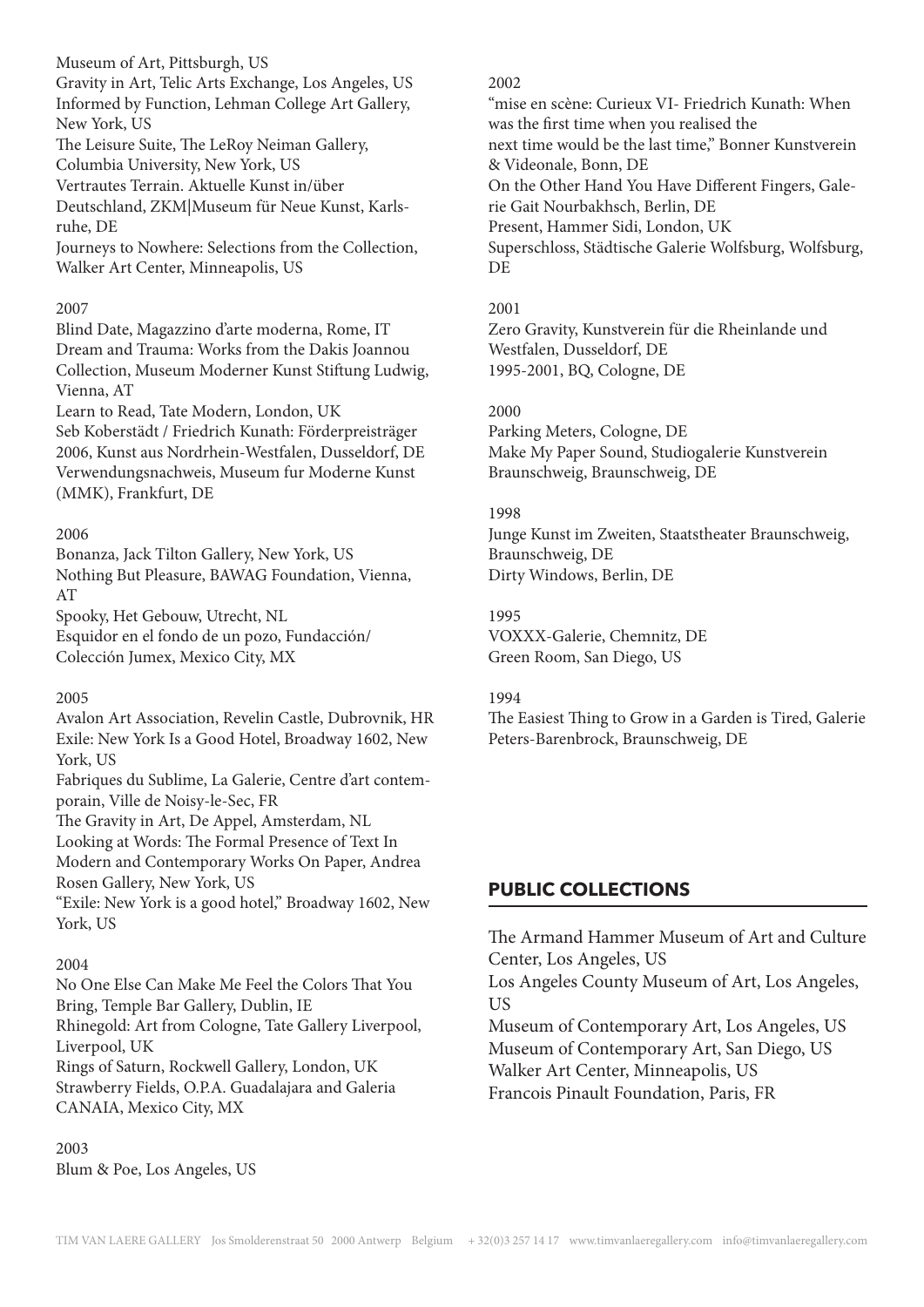Museum of Art, Pittsburgh, US
Gravity in Art, Telic Arts Exchange, Los Angeles, US
Informed by Function, Lehman College Art Gallery, New York, US
The Leisure Suite, The LeRoy Neiman Gallery, Columbia University, New York, US
Vertrautes Terrain. Aktuelle Kunst in/über Deutschland, ZKM|Museum für Neue Kunst, Karlsruhe, DE
Journeys to Nowhere: Selections from the Collection, Walker Art Center, Minneapolis, US

2007
Blind Date, Magazzino d'arte moderna, Rome, IT
Dream and Trauma: Works from the Dakis Joannou Collection, Museum Moderner Kunst Stiftung Ludwig, Vienna, AT
Learn to Read, Tate Modern, London, UK
Seb Koberstädt / Friedrich Kunath: Förderpreisträger 2006, Kunst aus Nordrhein-Westfalen, Dusseldorf, DE
Verwendungsnachweis, Museum fur Moderne Kunst (MMK), Frankfurt, DE

2006
Bonanza, Jack Tilton Gallery, New York, US
Nothing But Pleasure, BAWAG Foundation, Vienna, AT
Spooky, Het Gebouw, Utrecht, NL
Esquidor en el fondo de un pozo, Fundacción/Colección Jumex, Mexico City, MX

2005
Avalon Art Association, Revelin Castle, Dubrovnik, HR
Exile: New York Is a Good Hotel, Broadway 1602, New York, US
Fabriques du Sublime, La Galerie, Centre d'art contemporain, Ville de Noisy-le-Sec, FR
The Gravity in Art, De Appel, Amsterdam, NL
Looking at Words: The Formal Presence of Text In Modern and Contemporary Works On Paper, Andrea Rosen Gallery, New York, US
"Exile: New York is a good hotel," Broadway 1602, New York, US

2004
No One Else Can Make Me Feel the Colors That You Bring, Temple Bar Gallery, Dublin, IE
Rhinegold: Art from Cologne, Tate Gallery Liverpool, Liverpool, UK
Rings of Saturn, Rockwell Gallery, London, UK
Strawberry Fields, O.P.A. Guadalajara and Galeria CANAIA, Mexico City, MX

2003
Blum & Poe, Los Angeles, US

2002
"mise en scène: Curieux VI- Friedrich Kunath: When was the first time when you realised the next time would be the last time," Bonner Kunstverein & Videonale, Bonn, DE
On the Other Hand You Have Different Fingers, Galerie Gait Nourbakhsch, Berlin, DE
Present, Hammer Sidi, London, UK
Superschloss, Städtische Galerie Wolfsburg, Wolfsburg, DE

2001
Zero Gravity, Kunstverein für die Rheinlande und Westfalen, Dusseldorf, DE
1995-2001, BQ, Cologne, DE

2000
Parking Meters, Cologne, DE
Make My Paper Sound, Studiogalerie Kunstverein Braunschweig, Braunschweig, DE

1998
Junge Kunst im Zweiten, Staatstheater Braunschweig, Braunschweig, DE
Dirty Windows, Berlin, DE

1995
VOXXX-Galerie, Chemnitz, DE
Green Room, San Diego, US

1994
The Easiest Thing to Grow in a Garden is Tired, Galerie Peters-Barenbrock, Braunschweig, DE

## PUBLIC COLLECTIONS

The Armand Hammer Museum of Art and Culture Center, Los Angeles, US
Los Angeles County Museum of Art, Los Angeles, US
Museum of Contemporary Art, Los Angeles, US
Museum of Contemporary Art, San Diego, US
Walker Art Center, Minneapolis, US
Francois Pinault Foundation, Paris, FR